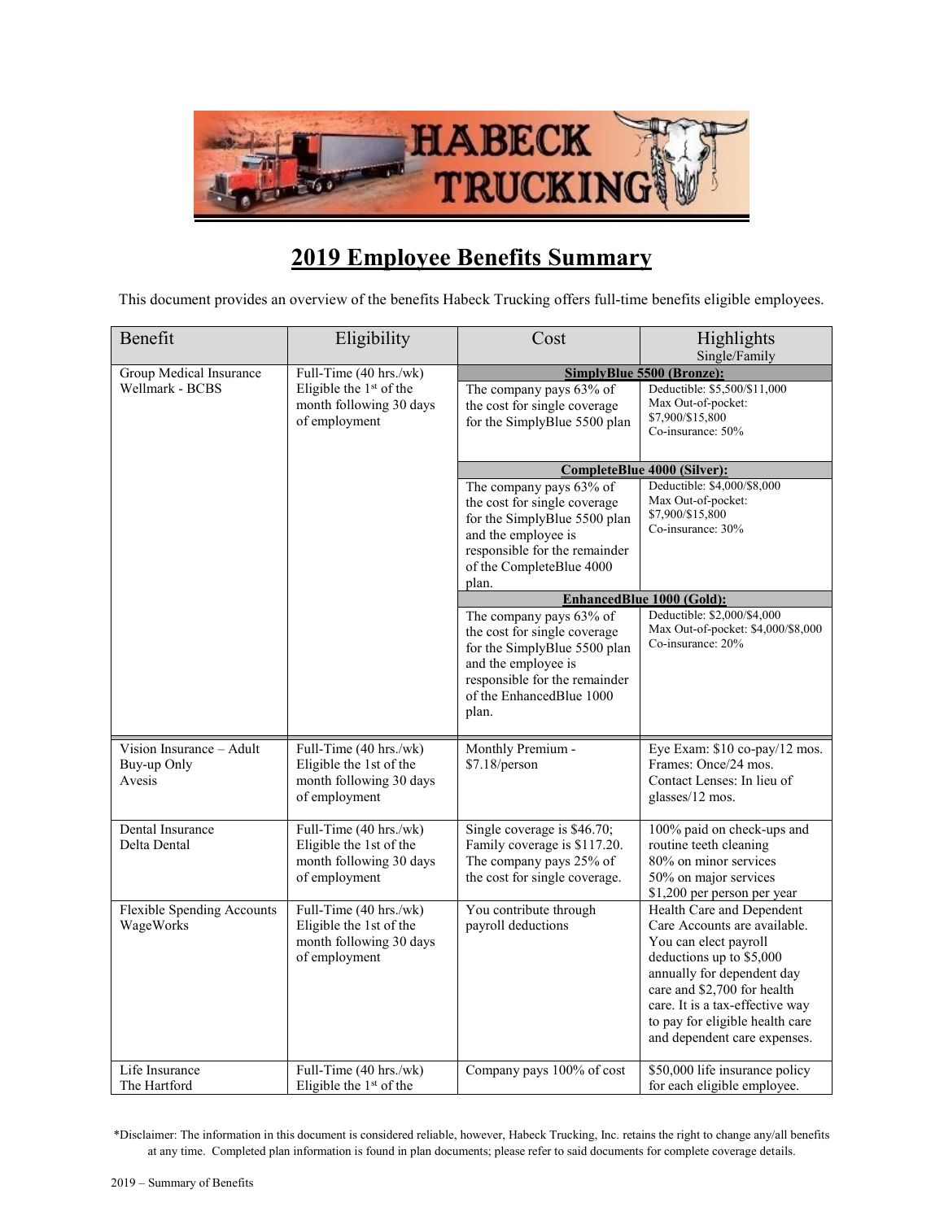# 2019 Employee Benefits Summary

This document provides an overview of the benefits Habeck Trucking offers full-time benefits eligible employees.

| Benefit | Eligibility | Cost | Highlights Single/Family |
|---|---|---|---|
| Group Medical Insurance Wellmark - BCBS | Full-Time (40 hrs./wk) Eligible the 1st of the month following 30 days of employment | **SimplyBlue 5500 (Bronze):** | |
| | | The company pays 63% of the cost for single coverage for the SimplyBlue 5500 plan | Deductible: $5,500/$11,000 Max Out-of-pocket: $7,900/$15,800 Co-insurance: 50% |
| | | **CompleteBlue 4000 (Silver):** | |
| | | The company pays 63% of the cost for single coverage for the SimplyBlue 5500 plan and the employee is responsible for the remainder of the CompleteBlue 4000 plan. | Deductible: $4,000/$8,000 Max Out-of-pocket: $7,900/$15,800 Co-insurance: 30% |
| | | **EnhancedBlue 1000 (Gold):** | |
| | | The company pays 63% of the cost for single coverage for the SimplyBlue 5500 plan and the employee is responsible for the remainder of the EnhancedBlue 1000 plan. | Deductible: $2,000/$4,000 Max Out-of-pocket: $4,000/$8,000 Co-insurance: 20% |
| Vision Insurance – Adult Buy-up Only Avesis | Full-Time (40 hrs./wk) Eligible the 1st of the month following 30 days of employment | Monthly Premium - $7.18/person | Eye Exam: $10 co-pay/12 mos. Frames: Once/24 mos. Contact Lenses: In lieu of glasses/12 mos. |
| Dental Insurance Delta Dental | Full-Time (40 hrs./wk) Eligible the 1st of the month following 30 days of employment | Single coverage is $46.70; Family coverage is $117.20. The company pays 25% of the cost for single coverage. | 100% paid on check-ups and routine teeth cleaning 80% on minor services 50% on major services $1,200 per person per year |
| Flexible Spending Accounts WageWorks | Full-Time (40 hrs./wk) Eligible the 1st of the month following 30 days of employment | You contribute through payroll deductions | Health Care and Dependent Care Accounts are available. You can elect payroll deductions up to $5,000 annually for dependent day care and $2,700 for health care. It is a tax-effective way to pay for eligible health care and dependent care expenses. |
| Life Insurance The Hartford | Full-Time (40 hrs./wk) Eligible the 1st of the | Company pays 100% of cost | $50,000 life insurance policy for each eligible employee. |

*Disclaimer: The information in this document is considered reliable, however, Habeck Trucking, Inc. retains the right to change any/all benefits at any time. Completed plan information is found in plan documents; please refer to said documents for complete coverage details.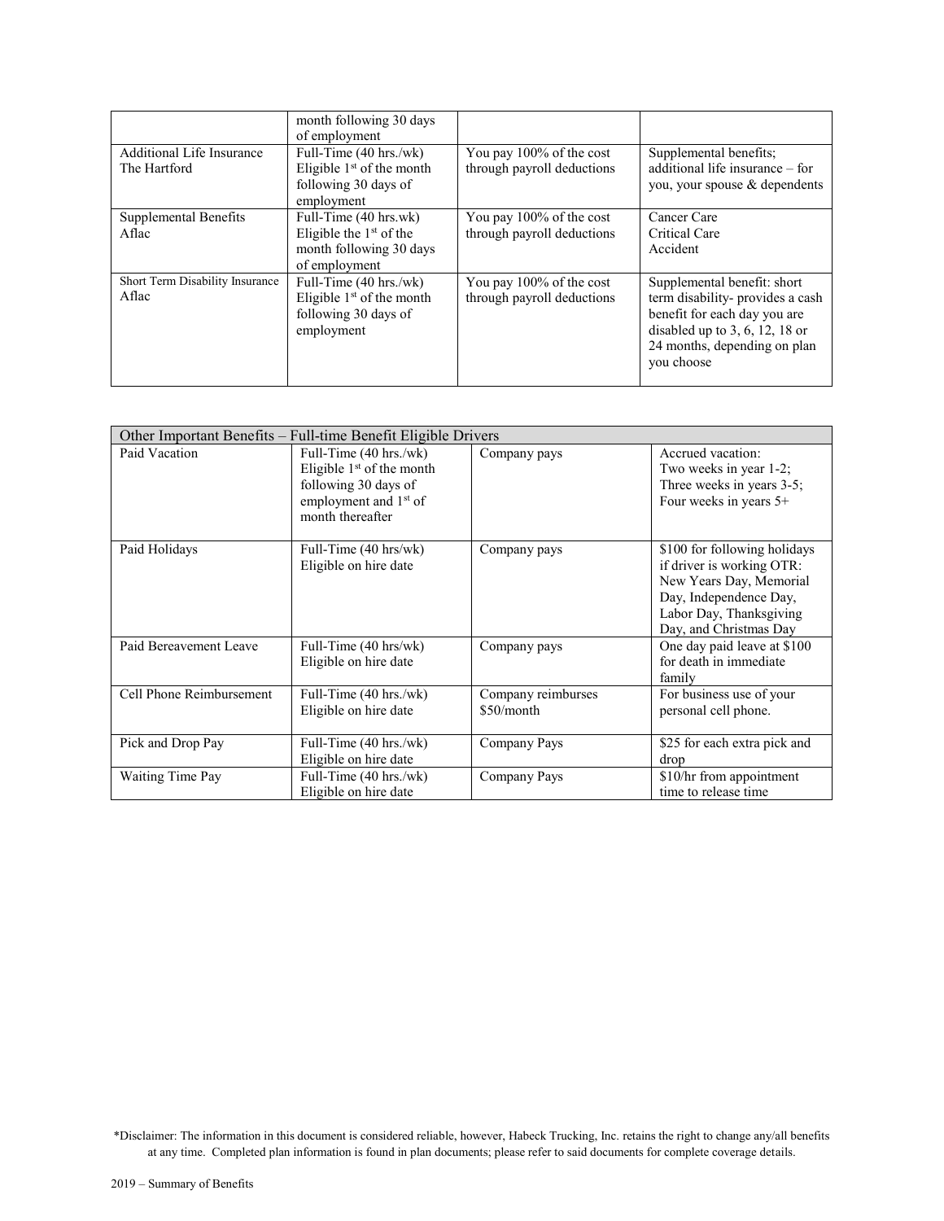| | | | |
|---|---|---|---|
| | month following 30 days of employment | | |
| Additional Life Insurance The Hartford | Full-Time (40 hrs./wk) Eligible 1st of the month following 30 days of employment | You pay 100% of the cost through payroll deductions | Supplemental benefits; additional life insurance – for you, your spouse & dependents |
| Supplemental Benefits Aflac | Full-Time (40 hrs.wk) Eligible the 1st of the month following 30 days of employment | You pay 100% of the cost through payroll deductions | Cancer Care<br>Critical Care<br>Accident |
| Short Term Disability Insurance Aflac | Full-Time (40 hrs./wk) Eligible 1st of the month following 30 days of employment | You pay 100% of the cost through payroll deductions | Supplemental benefit: short term disability- provides a cash benefit for each day you are disabled up to 3, 6, 12, 18 or 24 months, depending on plan you choose |

| Other Important Benefits – Full-time Benefit Eligible Drivers | | | |
|---|---|---|---|
| Paid Vacation | Full-Time (40 hrs./wk) Eligible 1st of the month following 30 days of employment and 1st of month thereafter | Company pays | Accrued vacation:<br>Two weeks in year 1-2;<br>Three weeks in years 3-5;<br>Four weeks in years 5+ |
| Paid Holidays | Full-Time (40 hrs/wk) Eligible on hire date | Company pays | $100 for following holidays if driver is working OTR: New Years Day, Memorial Day, Independence Day, Labor Day, Thanksgiving Day, and Christmas Day |
| Paid Bereavement Leave | Full-Time (40 hrs/wk) Eligible on hire date | Company pays | One day paid leave at $100 for death in immediate family |
| Cell Phone Reimbursement | Full-Time (40 hrs./wk) Eligible on hire date | Company reimburses $50/month | For business use of your personal cell phone. |
| Pick and Drop Pay | Full-Time (40 hrs./wk) Eligible on hire date | Company Pays | $25 for each extra pick and drop |
| Waiting Time Pay | Full-Time (40 hrs./wk) Eligible on hire date | Company Pays | $10/hr from appointment time to release time |

*Disclaimer: The information in this document is considered reliable, however, Habeck Trucking, Inc. retains the right to change any/all benefits at any time. Completed plan information is found in plan documents; please refer to said documents for complete coverage details.